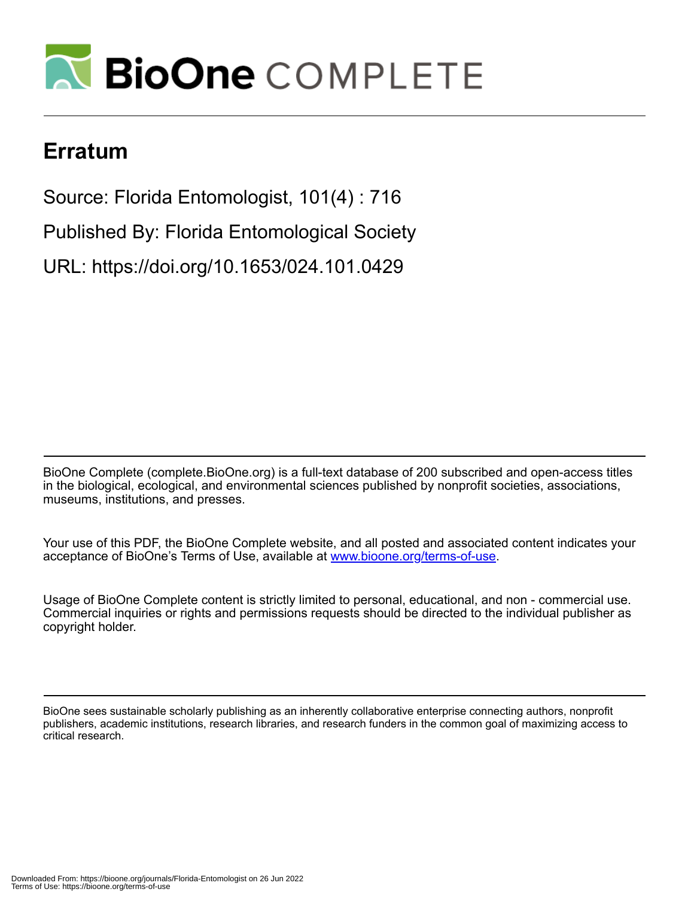# Erratum

Source: Florida Entomologist, 101(4) : 716

Published By: Florida Entomological Society

URL: https://doi.org/10.1653/024.101.0429

BioOne Complete (complete.BioOne.org) is a full-text database of 200 subscribed and open-access titles in the biological, ecological, and environmental sciences published by nonprofit societies, associations, museums, institutions, and presses.

Your use of this PDF, the BioOne Complete website, and all posted and associated content indicates your acceptance of BioOne's Terms of Use, available at www.bioone.org/terms-of-use.

Usage of BioOne Complete content is strictly limited to personal, educational, and non - commercial use. Commercial inquiries or rights and permissions requests should be directed to the individual publisher as copyright holder.

BioOne sees sustainable scholarly publishing as an inherently collaborative enterprise connecting authors, nonprofit publishers, academic institutions, research libraries, and research funders in the common goal of maximizing access to critical research.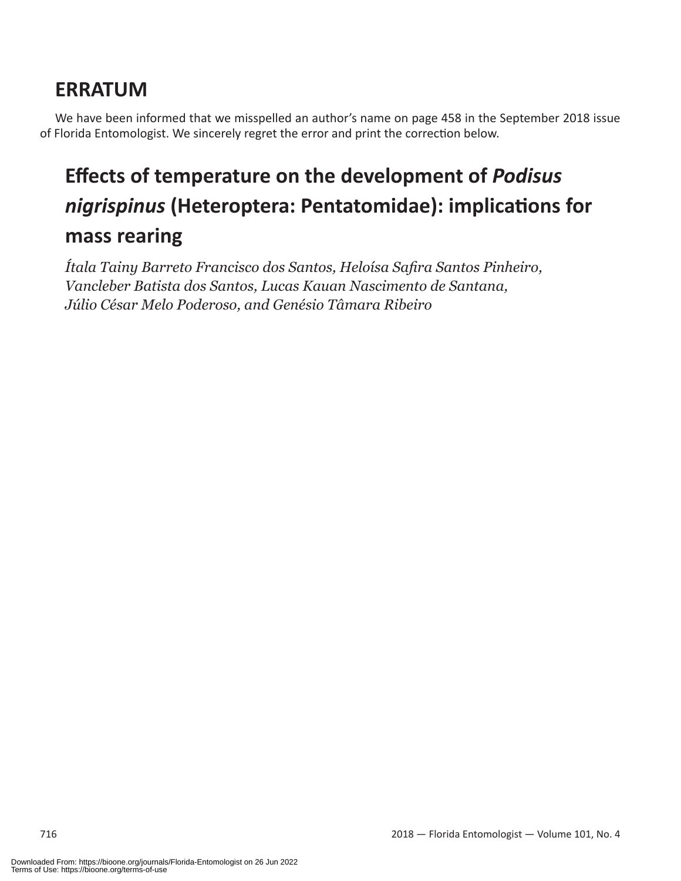# ERRATUM

We have been informed that we misspelled an author's name on page 458 in the September 2018 issue of Florida Entomologist. We sincerely regret the error and print the correction below.

## Effects of temperature on the development of *Podisus nigrispinus* (Heteroptera: Pentatomidae): implications for mass rearing

*Ítala Tainy Barreto Francisco dos Santos, Heloísa Safira Santos Pinheiro, Vancleber Batista dos Santos, Lucas Kauan Nascimento de Santana, Júlio César Melo Poderoso, and Genésio Tâmara Ribeiro*